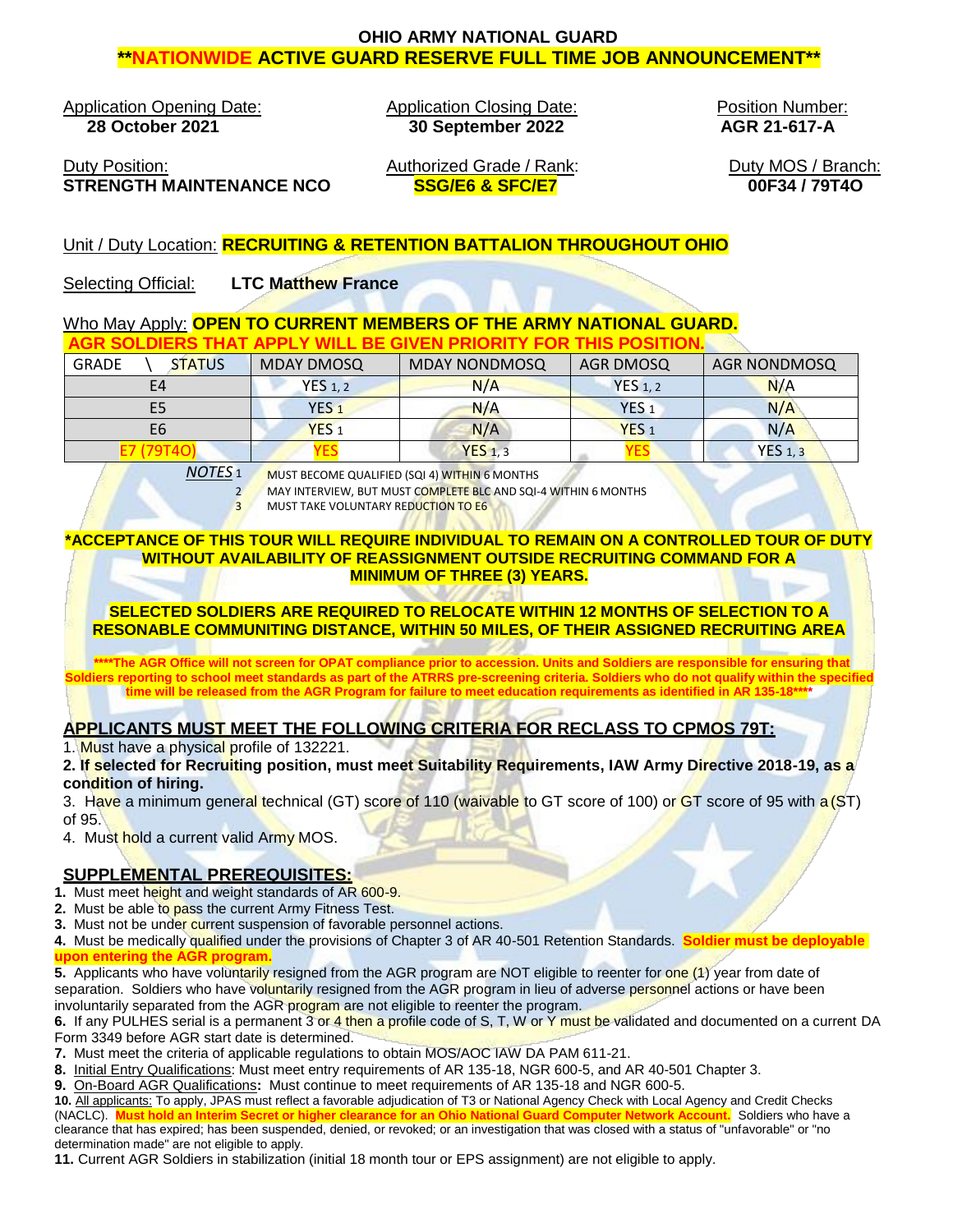# OHIO ARMY NATIONAL GUARD
## **NATIONWIDE ACTIVE GUARD RESERVE FULL TIME JOB ANNOUNCEMENT**

| Application Opening Date: | Application Closing Date: | Position Number: |
|---|---|---|
| **28 October 2021** | **30 September 2022** | **AGR 21-617-A** |

| Duty Position: | Authorized Grade / Rank: | Duty MOS / Branch: |
|---|---|---|
| **STRENGTH MAINTENANCE NCO** | **SSG/E6 & SFC/E7** | **00F34 / 79T4O** |

Unit / Duty Location: **RECRUITING & RETENTION BATTALION THROUGHOUT OHIO**

Selecting Official: **LTC Matthew France**

Who May Apply: **OPEN TO CURRENT MEMBERS OF THE ARMY NATIONAL GUARD.**
**AGR SOLDIERS THAT APPLY WILL BE GIVEN PRIORITY FOR THIS POSITION.**

| GRADE \ STATUS | MDAY DMOSQ | MDAY NONDMOSQ | AGR DMOSQ | AGR NONDMOSQ |
|---|---|---|---|---|
| E4 | YES 1, 2 | N/A | YES 1, 2 | N/A |
| E5 | YES 1 | N/A | YES 1 | N/A |
| E6 | YES 1 | N/A | YES 1 | N/A |
| E7 (79T4O) | YES | YES 1, 3 | YES | YES 1, 3 |

*NOTES*
1 MUST BECOME QUALIFIED (SQI 4) WITHIN 6 MONTHS
2 MAY INTERVIEW, BUT MUST COMPLETE BLC AND SQI-4 WITHIN 6 MONTHS
3 MUST TAKE VOLUNTARY REDUCTION TO E6

**\*ACCEPTANCE OF THIS TOUR WILL REQUIRE INDIVIDUAL TO REMAIN ON A CONTROLLED TOUR OF DUTY WITHOUT AVAILABILITY OF REASSIGNMENT OUTSIDE RECRUITING COMMAND FOR A MINIMUM OF THREE (3) YEARS.**

**SELECTED SOLDIERS ARE REQUIRED TO RELOCATE WITHIN 12 MONTHS OF SELECTION TO A RESONABLE COMMUNITING DISTANCE, WITHIN 50 MILES, OF THEIR ASSIGNED RECRUITING AREA**

**\*\*\*\*The AGR Office will not screen for OPAT compliance prior to accession. Units and Soldiers are responsible for ensuring that Soldiers reporting to school meet standards as part of the ATRRS pre-screening criteria. Soldiers who do not qualify within the specified time will be released from the AGR Program for failure to meet education requirements as identified in AR 135-18\*\*\*\***

## APPLICANTS MUST MEET THE FOLLOWING CRITERIA FOR RECLASS TO CPMOS 79T:

1. Must have a physical profile of 132221.
2. **If selected for Recruiting position, must meet Suitability Requirements, IAW Army Directive 2018-19, as a condition of hiring.**
3. Have a minimum general technical (GT) score of 110 (waivable to GT score of 100) or GT score of 95 with a (ST) of 95.
4. Must hold a current valid Army MOS.

## SUPPLEMENTAL PREREQUISITES:

**1.** Must meet height and weight standards of AR 600-9.
**2.** Must be able to pass the current Army Fitness Test.
**3.** Must not be under current suspension of favorable personnel actions.
**4.** Must be medically qualified under the provisions of Chapter 3 of AR 40-501 Retention Standards. **Soldier must be deployable upon entering the AGR program.**
**5.** Applicants who have voluntarily resigned from the AGR program are NOT eligible to reenter for one (1) year from date of separation. Soldiers who have voluntarily resigned from the AGR program in lieu of adverse personnel actions or have been involuntarily separated from the AGR program are not eligible to reenter the program.
**6.** If any PULHES serial is a permanent 3 or 4 then a profile code of S, T, W or Y must be validated and documented on a current DA Form 3349 before AGR start date is determined.
**7.** Must meet the criteria of applicable regulations to obtain MOS/AOC IAW DA PAM 611-21.
**8.** Initial Entry Qualifications: Must meet entry requirements of AR 135-18, NGR 600-5, and AR 40-501 Chapter 3.
**9.** On-Board AGR Qualifications**:** Must continue to meet requirements of AR 135-18 and NGR 600-5.
**10.** All applicants: To apply, JPAS must reflect a favorable adjudication of T3 or National Agency Check with Local Agency and Credit Checks (NACLC). **Must hold an Interim Secret or higher clearance for an Ohio National Guard Computer Network Account.** Soldiers who have a clearance that has expired; has been suspended, denied, or revoked; or an investigation that was closed with a status of "unfavorable" or "no determination made" are not eligible to apply.
**11.** Current AGR Soldiers in stabilization (initial 18 month tour or EPS assignment) are not eligible to apply.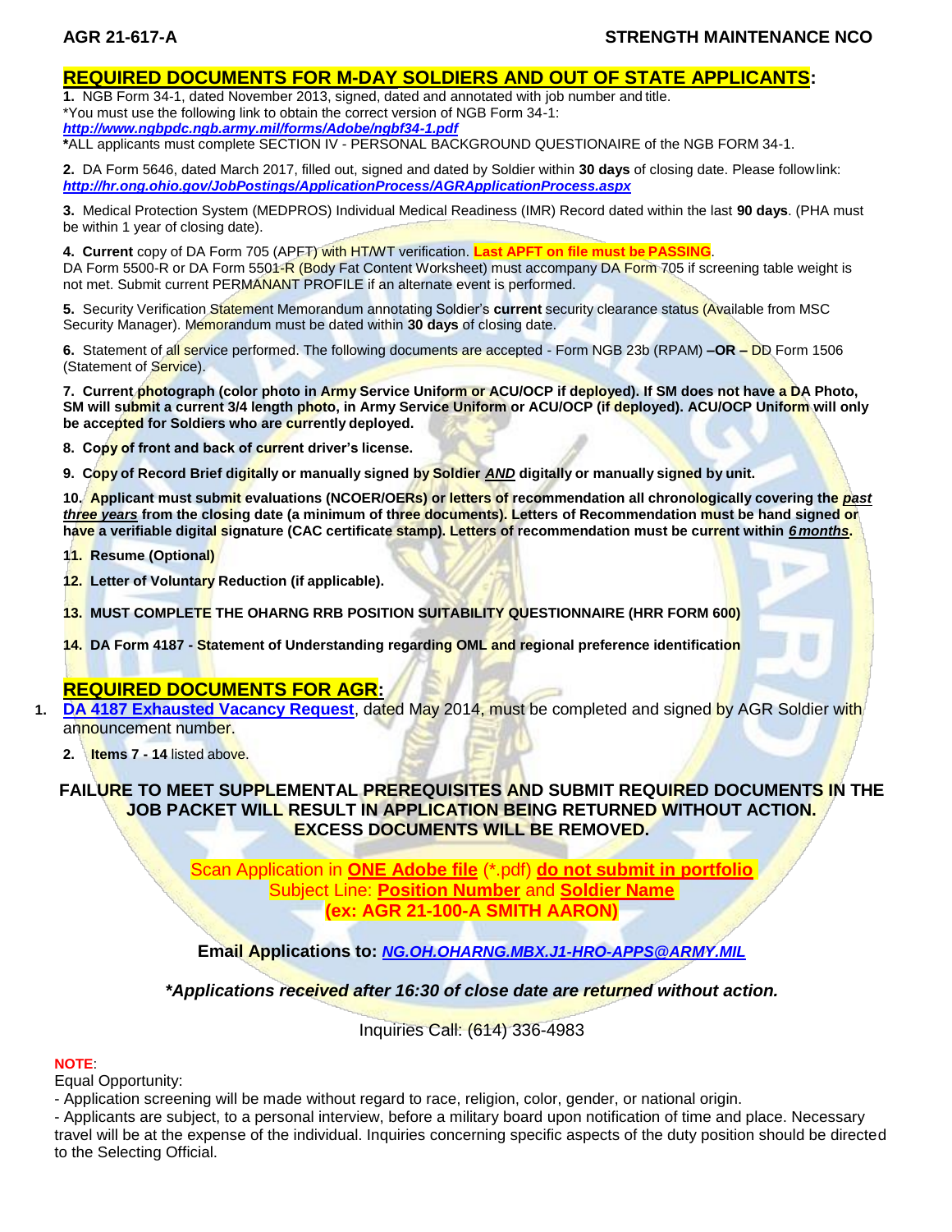**REQUIRED DOCUMENTS FOR M-DAY SOLDIERS AND OUT OF STATE APPLICANTS:**

**1.** NGB Form 34-1, dated November 2013, signed, dated and annotated with job number and title.
*You must use the following link to obtain the correct version of NGB Form 34-1:
***http://www.ngbpdc.ngb.army.mil/forms/Adobe/ngbf34-1.pdf***
**\***ALL applicants must complete SECTION IV - PERSONAL BACKGROUND QUESTIONAIRE of the NGB FORM 34-1.

**2.** DA Form 5646, dated March 2017, filled out, signed and dated by Soldier within **30 days** of closing date. Please follow link: ***http://hr.ong.ohio.gov/JobPostings/ApplicationProcess/AGRApplicationProcess.aspx***

**3.** Medical Protection System (MEDPROS) Individual Medical Readiness (IMR) Record dated within the last **90 days**. (PHA must be within 1 year of closing date).

**4. Current** copy of DA Form 705 (APFT) with HT/WT verification. **Last APFT on file must be PASSING**.
DA Form 5500-R or DA Form 5501-R (Body Fat Content Worksheet) must accompany DA Form 705 if screening table weight is not met. Submit current PERMANANT PROFILE if an alternate event is performed.

**5.** Security Verification Statement Memorandum annotating Soldier's **current** security clearance status (Available from MSC Security Manager). Memorandum must be dated within **30 days** of closing date.

**6.** Statement of all service performed. The following documents are accepted - Form NGB 23b (RPAM) **–OR –** DD Form 1506 (Statement of Service).

**7. Current photograph (color photo in Army Service Uniform or ACU/OCP if deployed). If SM does not have a DA Photo, SM will submit a current 3/4 length photo, in Army Service Uniform or ACU/OCP (if deployed). ACU/OCP Uniform will only be accepted for Soldiers who are currently deployed.**

**8. Copy of front and back of current driver's license.**

**9. Copy of Record Brief digitally or manually signed by Soldier *AND* digitally or manually signed by unit.**

**10. Applicant must submit evaluations (NCOER/OERs) or letters of recommendation all chronologically covering the *past three years* from the closing date (a minimum of three documents). Letters of Recommendation must be hand signed or have a verifiable digital signature (CAC certificate stamp). Letters of recommendation must be current within *6 months*.**

**11. Resume (Optional)**

**12. Letter of Voluntary Reduction (if applicable).**

**13. MUST COMPLETE THE OHARNG RRB POSITION SUITABILITY QUESTIONNAIRE (HRR FORM 600)**

**14. DA Form 4187 - Statement of Understanding regarding OML and regional preference identification**

**REQUIRED DOCUMENTS FOR AGR:**

1. **DA 4187 Exhausted Vacancy Request**, dated May 2014, must be completed and signed by AGR Soldier with announcement number.
2. **Items 7 - 14** listed above.

**FAILURE TO MEET SUPPLEMENTAL PREREQUISITES AND SUBMIT REQUIRED DOCUMENTS IN THE JOB PACKET WILL RESULT IN APPLICATION BEING RETURNED WITHOUT ACTION. EXCESS DOCUMENTS WILL BE REMOVED.**

Scan Application in **ONE Adobe file** (*.pdf) **do not submit in portfolio**
Subject Line: **Position Number** and **Soldier Name**
**(ex: AGR 21-100-A SMITH AARON)**

**Email Applications to: *NG.OH.OHARNG.MBX.J1-HRO-APPS@ARMY.MIL***

***\*Applications received after 16:30 of close date are returned without action.***

Inquiries Call: (614) 336-4983

**NOTE**:
Equal Opportunity:
- Application screening will be made without regard to race, religion, color, gender, or national origin.
- Applicants are subject, to a personal interview, before a military board upon notification of time and place. Necessary travel will be at the expense of the individual. Inquiries concerning specific aspects of the duty position should be directed to the Selecting Official.